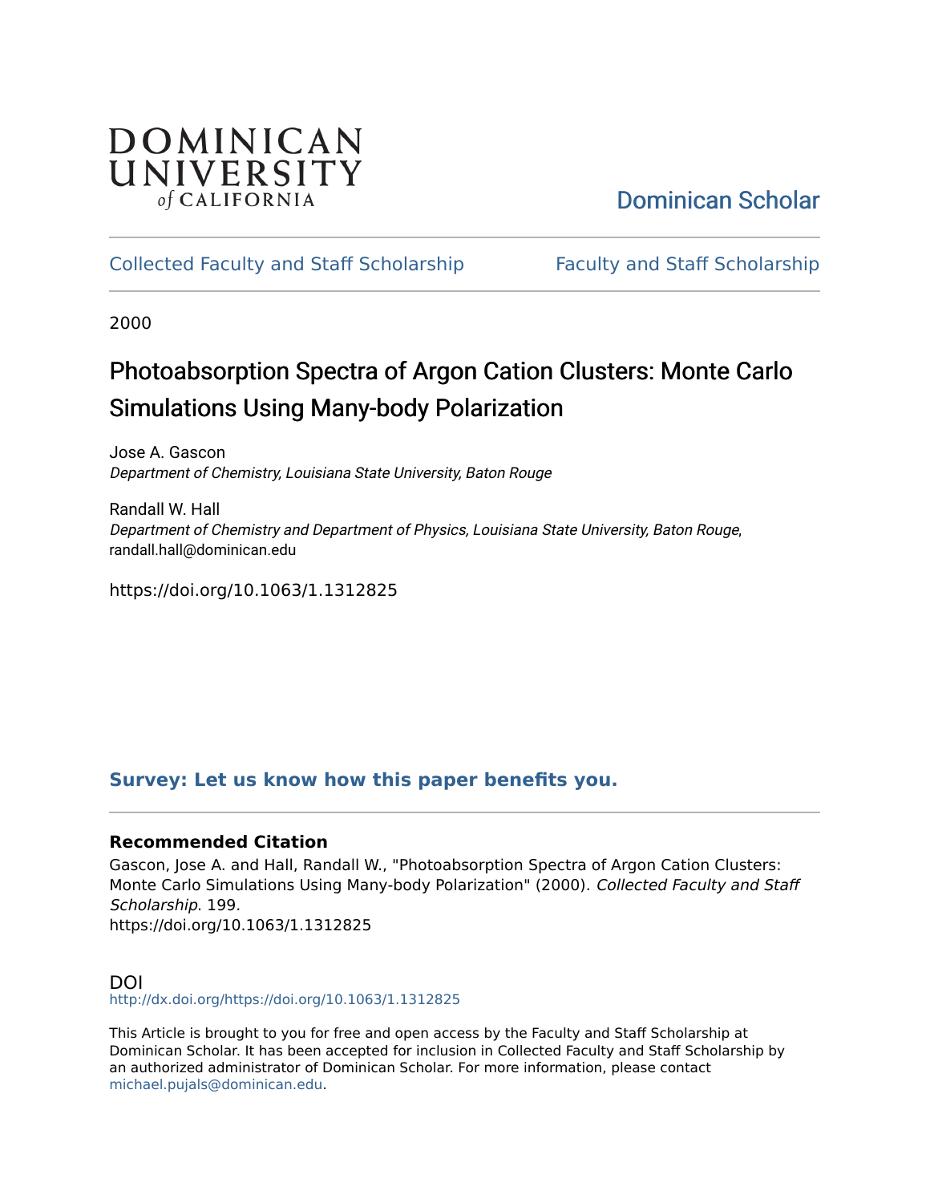DOMINICAN UNIVERSITY of CALIFORNIA

Dominican Scholar

Collected Faculty and Staff Scholarship | Faculty and Staff Scholarship

2000

# Photoabsorption Spectra of Argon Cation Clusters: Monte Carlo Simulations Using Many-body Polarization

Jose A. Gascon
*Department of Chemistry, Louisiana State University, Baton Rouge*

Randall W. Hall
*Department of Chemistry and Department of Physics, Louisiana State University, Baton Rouge*, randall.hall@dominican.edu

https://doi.org/10.1063/1.1312825

**Survey: Let us know how this paper benefits you.**

### Recommended Citation

Gascon, Jose A. and Hall, Randall W., "Photoabsorption Spectra of Argon Cation Clusters: Monte Carlo Simulations Using Many-body Polarization" (2000). *Collected Faculty and Staff Scholarship*. 199.
https://doi.org/10.1063/1.1312825

### DOI

http://dx.doi.org/https://doi.org/10.1063/1.1312825

This Article is brought to you for free and open access by the Faculty and Staff Scholarship at Dominican Scholar. It has been accepted for inclusion in Collected Faculty and Staff Scholarship by an authorized administrator of Dominican Scholar. For more information, please contact michael.pujals@dominican.edu.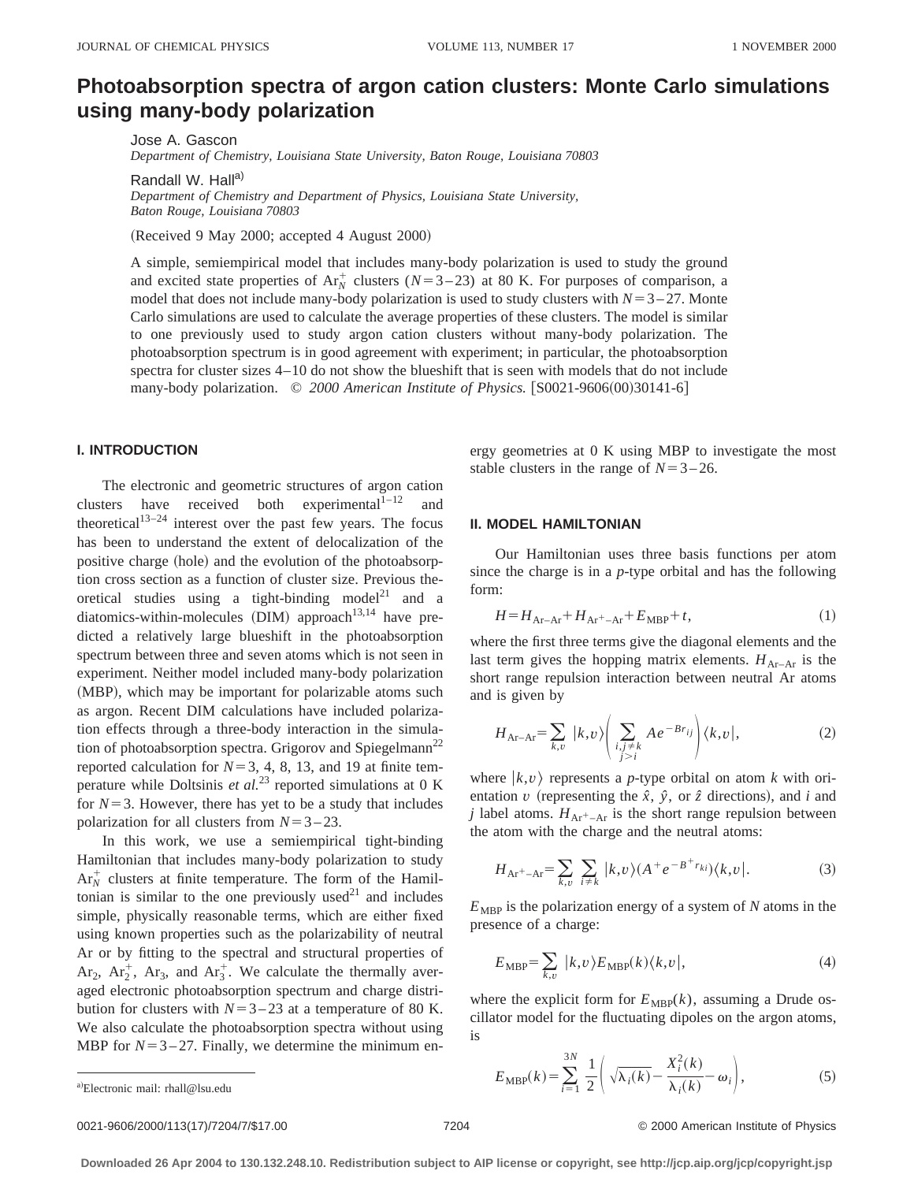# Photoabsorption spectra of argon cation clusters: Monte Carlo simulations using many-body polarization

Jose A. Gascon

*Department of Chemistry, Louisiana State University, Baton Rouge, Louisiana 70803*

Randall W. Hall[a)]

*Department of Chemistry and Department of Physics, Louisiana State University, Baton Rouge, Louisiana 70803*

(Received 9 May 2000; accepted 4 August 2000)

A simple, semiempirical model that includes many-body polarization is used to study the ground and excited state properties of $Ar_N^+$ clusters ($N=3-23$) at 80 K. For purposes of comparison, a model that does not include many-body polarization is used to study clusters with $N=3-27$. Monte Carlo simulations are used to calculate the average properties of these clusters. The model is similar to one previously used to study argon cation clusters without many-body polarization. The photoabsorption spectrum is in good agreement with experiment; in particular, the photoabsorption spectra for cluster sizes 4–10 do not show the blueshift that is seen with models that do not include many-body polarization. © *2000 American Institute of Physics.* [S0021-9606(00)30141-6]

## I. INTRODUCTION

The electronic and geometric structures of argon cation clusters have received both experimental[1–12] and theoretical[13–24] interest over the past few years. The focus has been to understand the extent of delocalization of the positive charge (hole) and the evolution of the photoabsorption cross section as a function of cluster size. Previous theoretical studies using a tight-binding model[21] and a diatomics-within-molecules (DIM) approach[13,14] have predicted a relatively large blueshift in the photoabsorption spectrum between three and seven atoms which is not seen in experiment. Neither model included many-body polarization (MBP), which may be important for polarizable atoms such as argon. Recent DIM calculations have included polarization effects through a three-body interaction in the simulation of photoabsorption spectra. Grigorov and Spiegelmann[22] reported calculation for $N=3$, 4, 8, 13, and 19 at finite temperature while Doltsinis *et al.*[23] reported simulations at 0 K for $N=3$. However, there has yet to be a study that includes polarization for all clusters from $N=3-23$.

In this work, we use a semiempirical tight-binding Hamiltonian that includes many-body polarization to study $Ar_N^+$ clusters at finite temperature. The form of the Hamiltonian is similar to the one previously used[21] and includes simple, physically reasonable terms, which are either fixed using known properties such as the polarizability of neutral Ar or by fitting to the spectral and structural properties of $Ar_2$, $Ar_2^+$, $Ar_3$, and $Ar_3^+$. We calculate the thermally averaged electronic photoabsorption spectrum and charge distribution for clusters with $N=3-23$ at a temperature of 80 K. We also calculate the photoabsorption spectra without using MBP for $N=3-27$. Finally, we determine the minimum energy geometries at 0 K using MBP to investigate the most stable clusters in the range of $N=3-26$.

## II. MODEL HAMILTONIAN

Our Hamiltonian uses three basis functions per atom since the charge is in a *p*-type orbital and has the following form:

$$H=H_{\mathrm{Ar-Ar}}+H_{\mathrm{Ar^+-Ar}}+E_{\mathrm{MBP}}+t, \tag{1}$$

where the first three terms give the diagonal elements and the last term gives the hopping matrix elements. $H_{\mathrm{Ar-Ar}}$ is the short range repulsion interaction between neutral Ar atoms and is given by

$$H_{\mathrm{Ar-Ar}}=\sum_{k,v}|k,v\rangle\left(\sum_{\substack{i,j\neq k\\ j>i}}Ae^{-Br_{ij}}\right)\langle k,v|, \tag{2}$$

where $|k,v\rangle$ represents a *p*-type orbital on atom $k$ with orientation $v$ (representing the $\hat{x}$, $\hat{y}$, or $\hat{z}$ directions), and $i$ and $j$ label atoms. $H_{\mathrm{Ar^+-Ar}}$ is the short range repulsion between the atom with the charge and the neutral atoms:

$$H_{\mathrm{Ar^+-Ar}}=\sum_{k,v}\sum_{i\neq k}|k,v\rangle(A^+e^{-B^+r_{ki}})\langle k,v|. \tag{3}$$

$E_{\mathrm{MBP}}$ is the polarization energy of a system of $N$ atoms in the presence of a charge:

$$E_{\mathrm{MBP}}=\sum_{k,v}|k,v\rangle E_{\mathrm{MBP}}(k)\langle k,v|, \tag{4}$$

where the explicit form for $E_{\mathrm{MBP}}(k)$, assuming a Drude oscillator model for the fluctuating dipoles on the argon atoms, is

$$E_{\mathrm{MBP}}(k)=\sum_{i=1}^{3N}\frac{1}{2}\left(\sqrt{\lambda_i(k)}-\frac{X_i^2(k)}{\lambda_i(k)}-\omega_i\right), \tag{5}$$

[a)]Electronic mail: rhall@lsu.edu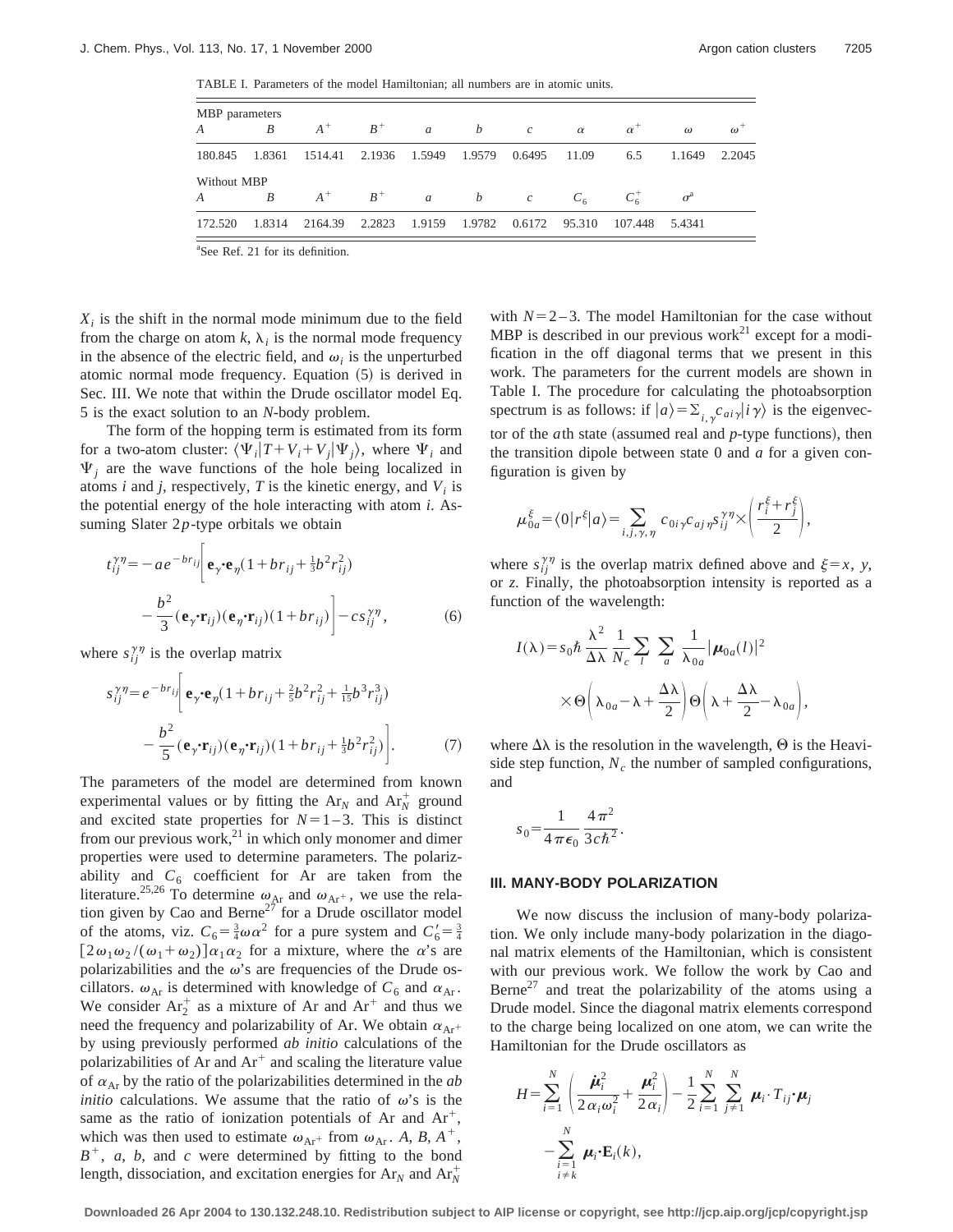TABLE I. Parameters of the model Hamiltonian; all numbers are in atomic units.

| MBP parameters | | | | | | | | | | |
|---|---|---|---|---|---|---|---|---|---|---|
| $A$ | $B$ | $A^+$ | $B^+$ | $a$ | $b$ | $c$ | $\alpha$ | $\alpha^+$ | $\omega$ | $\omega^+$ |
| 180.845 | 1.8361 | 1514.41 | 2.1936 | 1.5949 | 1.9579 | 0.6495 | 11.09 | 6.5 | 1.1649 | 2.2045 |
| **Without MBP** | | | | | | | | | | |
| $A$ | $B$ | $A^+$ | $B^+$ | $a$ | $b$ | $c$ | $C_6$ | $C_6^+$ | $\sigma$[a] | |
| 172.520 | 1.8314 | 2164.39 | 2.2823 | 1.9159 | 1.9782 | 0.6172 | 95.310 | 107.448 | 5.4341 | |

[a]See Ref. 21 for its definition.

$X_i$ is the shift in the normal mode minimum due to the field from the charge on atom $k$, $\lambda_i$ is the normal mode frequency in the absence of the electric field, and $\omega_i$ is the unperturbed atomic normal mode frequency. Equation (5) is derived in Sec. III. We note that within the Drude oscillator model Eq. 5 is the exact solution to an $N$-body problem.

The form of the hopping term is estimated from its form for a two-atom cluster: $\langle \Psi_i | T+V_i+V_j | \Psi_j \rangle$, where $\Psi_i$ and $\Psi_j$ are the wave functions of the hole being localized in atoms $i$ and $j$, respectively, $T$ is the kinetic energy, and $V_i$ is the potential energy of the hole interacting with atom $i$. Assuming Slater $2p$-type orbitals we obtain

$$t_{ij}^{\gamma\eta} = -a e^{-br_{ij}} \left[ \mathbf{e}_\gamma \cdot \mathbf{e}_\eta (1 + br_{ij} + \tfrac{1}{3} b^2 r_{ij}^2) - \frac{b^2}{3} (\mathbf{e}_\gamma \cdot \mathbf{r}_{ij})(\mathbf{e}_\eta \cdot \mathbf{r}_{ij})(1 + br_{ij}) \right] - c s_{ij}^{\gamma\eta}, \tag{6}$$

where $s_{ij}^{\gamma\eta}$ is the overlap matrix

$$s_{ij}^{\gamma\eta} = e^{-br_{ij}} \left[ \mathbf{e}_\gamma \cdot \mathbf{e}_\eta (1 + br_{ij} + \tfrac{2}{5} b^2 r_{ij}^2 + \tfrac{1}{15} b^3 r_{ij}^3) - \frac{b^2}{5} (\mathbf{e}_\gamma \cdot \mathbf{r}_{ij})(\mathbf{e}_\eta \cdot \mathbf{r}_{ij})(1 + br_{ij} + \tfrac{1}{3} b^2 r_{ij}^2) \right]. \tag{7}$$

The parameters of the model are determined from known experimental values or by fitting the $Ar_N$ and $Ar_N^+$ ground and excited state properties for $N=1$–3. This is distinct from our previous work,[21] in which only monomer and dimer properties were used to determine parameters. The polarizability and $C_6$ coefficient for Ar are taken from the literature.[25,26] To determine $\omega_{Ar}$ and $\omega_{Ar^+}$, we use the relation given by Cao and Berne[27] for a Drude oscillator model of the atoms, viz. $C_6 = \frac{3}{4}\omega\alpha^2$ for a pure system and $C_6' = \frac{3}{4}[2\omega_1\omega_2/(\omega_1+\omega_2)]\alpha_1\alpha_2$ for a mixture, where the $\alpha$'s are polarizabilities and the $\omega$'s are frequencies of the Drude oscillators. $\omega_{Ar}$ is determined with knowledge of $C_6$ and $\alpha_{Ar}$. We consider $Ar_2^+$ as a mixture of Ar and $Ar^+$ and thus we need the frequency and polarizability of Ar. We obtain $\alpha_{Ar^+}$ by using previously performed *ab initio* calculations of the polarizabilities of Ar and $Ar^+$ and scaling the literature value of $\alpha_{Ar}$ by the ratio of the polarizabilities determined in the *ab initio* calculations. We assume that the ratio of $\omega$'s is the same as the ratio of ionization potentials of Ar and $Ar^+$, which was then used to estimate $\omega_{Ar^+}$ from $\omega_{Ar}$. $A$, $B$, $A^+$, $B^+$, $a$, $b$, and $c$ were determined by fitting to the bond length, dissociation, and excitation energies for $Ar_N$ and $Ar_N^+$ with $N=2$–3. The model Hamiltonian for the case without MBP is described in our previous work[21] except for a modification in the off diagonal terms that we present in this work. The parameters for the current models are shown in Table I. The procedure for calculating the photoabsorption spectrum is as follows: if $|a\rangle = \sum_{i,\gamma} c_{ai\gamma} |i\gamma\rangle$ is the eigenvector of the $a$th state (assumed real and $p$-type functions), then the transition dipole between state 0 and $a$ for a given configuration is given by

$$\mu_{0a}^{\xi} = \langle 0 | r^{\xi} | a \rangle = \sum_{i,j,\gamma,\eta} c_{0i\gamma} c_{aj\eta} s_{ij}^{\gamma\eta} \times \left( \frac{r_i^{\xi} + r_j^{\xi}}{2} \right),$$

where $s_{ij}^{\gamma\eta}$ is the overlap matrix defined above and $\xi = x$, $y$, or $z$. Finally, the photoabsorption intensity is reported as a function of the wavelength:

$$I(\lambda) = s_0 \hbar \frac{\lambda^2}{\Delta\lambda} \frac{1}{N_c} \sum_l \sum_a \frac{1}{\lambda_{0a}} |\boldsymbol{\mu}_{0a}(l)|^2 \times \Theta\left( \lambda_{0a} - \lambda + \frac{\Delta\lambda}{2} \right) \Theta\left( \lambda + \frac{\Delta\lambda}{2} - \lambda_{0a} \right),$$

where $\Delta\lambda$ is the resolution in the wavelength, $\Theta$ is the Heaviside step function, $N_c$ the number of sampled configurations, and

$$s_0 = \frac{1}{4\pi\epsilon_0} \frac{4\pi^2}{3c\hbar^2}.$$

## III. MANY-BODY POLARIZATION

We now discuss the inclusion of many-body polarization. We only include many-body polarization in the diagonal matrix elements of the Hamiltonian, which is consistent with our previous work. We follow the work by Cao and Berne[27] and treat the polarizability of the atoms using a Drude model. Since the diagonal matrix elements correspond to the charge being localized on one atom, we can write the Hamiltonian for the Drude oscillators as

$$H = \sum_{i=1}^{N} \left( \frac{\dot{\boldsymbol{\mu}}_i^2}{2\alpha_i \omega_i^2} + \frac{\boldsymbol{\mu}_i^2}{2\alpha_i} \right) - \frac{1}{2} \sum_{i=1}^{N} \sum_{j \neq 1}^{N} \boldsymbol{\mu}_i \cdot T_{ij} \cdot \boldsymbol{\mu}_j - \sum_{\substack{i=1 \\ i \neq k}}^{N} \boldsymbol{\mu}_i \cdot \mathbf{E}_i(k),$$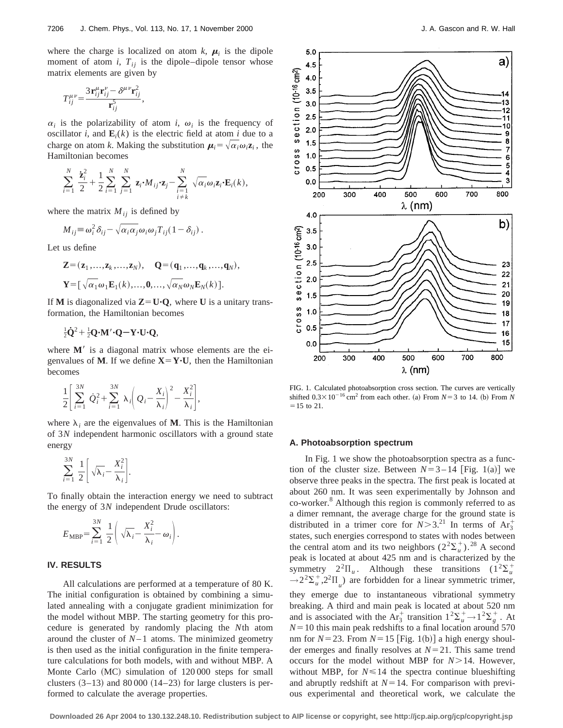where the charge is localized on atom $k$, $\boldsymbol{\mu}_i$ is the dipole moment of atom $i$, $T_{ij}$ is the dipole–dipole tensor whose matrix elements are given by

$$T_{ij}^{\mu\nu}=\frac{3\mathbf{r}_{ij}^{\mu}\mathbf{r}_{ij}^{\nu}-\delta^{\mu\nu}\mathbf{r}_{ij}^{2}}{\mathbf{r}_{ij}^{5}},$$

$\alpha_i$ is the polarizability of atom $i$, $\omega_i$ is the frequency of oscillator $i$, and $\mathbf{E}_i(k)$ is the electric field at atom $i$ due to a charge on atom $k$. Making the substitution $\boldsymbol{\mu}_i=\sqrt{\alpha_i}\omega_i\mathbf{z}_i$, the Hamiltonian becomes

$$\sum_{i=1}^{N}\frac{\dot{\mathbf{z}}_i^2}{2}+\frac{1}{2}\sum_{i=1}^{N}\sum_{j=1}^{N}\mathbf{z}_i\cdot M_{ij}\cdot\mathbf{z}_j-\sum_{\substack{i=1\\ i\neq k}}^{N}\sqrt{\alpha_i}\omega_i\mathbf{z}_i\cdot\mathbf{E}_i(k),$$

where the matrix $M_{ij}$ is defined by

$$M_{ij}\equiv\omega_i^2\delta_{ij}-\sqrt{\alpha_i\alpha_j}\omega_i\omega_j T_{ij}(1-\delta_{ij}).$$

Let us define

$$\mathbf{Z}=(\mathbf{z}_1,\ldots,\mathbf{z}_k,\ldots,\mathbf{z}_N),\quad \mathbf{Q}=(\mathbf{q}_1,\ldots,\mathbf{q}_k,\ldots,\mathbf{q}_N),$$

$$\mathbf{Y}=[\sqrt{\alpha_1}\omega_1\mathbf{E}_1(k),\ldots,\mathbf{0},\ldots,\sqrt{\alpha_N}\omega_N\mathbf{E}_N(k)].$$

If $\mathbf{M}$ is diagonalized via $\mathbf{Z}=\mathbf{U}\cdot\mathbf{Q}$, where $\mathbf{U}$ is a unitary transformation, the Hamiltonian becomes

$$\tfrac{1}{2}\dot{\mathbf{Q}}^2+\tfrac{1}{2}\mathbf{Q}\cdot\mathbf{M}'\cdot\mathbf{Q}-\mathbf{Y}\cdot\mathbf{U}\cdot\mathbf{Q},$$

where $\mathbf{M}'$ is a diagonal matrix whose elements are the eigenvalues of $\mathbf{M}$. If we define $\mathbf{X}=\mathbf{Y}\cdot\mathbf{U}$, then the Hamiltonian becomes

$$\frac{1}{2}\left[\sum_{i=1}^{3N}\dot{Q}_i^2+\sum_{i=1}^{3N}\lambda_i\left(Q_i-\frac{X_i}{\lambda_i}\right)^2-\frac{X_i^2}{\lambda_i}\right],$$

where $\lambda_i$ are the eigenvalues of $\mathbf{M}$. This is the Hamiltonian of $3N$ independent harmonic oscillators with a ground state energy

$$\sum_{i=1}^{3N}\frac{1}{2}\left[\sqrt{\lambda_i}-\frac{X_i^2}{\lambda_i}\right].$$

To finally obtain the interaction energy we need to subtract the energy of $3N$ independent Drude oscillators:

$$E_{\mathrm{MBP}}=\sum_{i=1}^{3N}\frac{1}{2}\left(\sqrt{\lambda_i}-\frac{X_i^2}{\lambda_i}-\omega_i\right).$$

## IV. RESULTS

All calculations are performed at a temperature of 80 K. The initial configuration is obtained by combining a simulated annealing with a conjugate gradient minimization for the model without MBP. The starting geometry for this procedure is generated by randomly placing the $N$th atom around the cluster of $N-1$ atoms. The minimized geometry is then used as the initial configuration in the finite temperature calculations for both models, with and without MBP. A Monte Carlo (MC) simulation of 120 000 steps for small clusters (3–13) and 80 000 (14–23) for large clusters is performed to calculate the average properties.

FIG. 1. Calculated photoabsorption cross section. The curves are vertically shifted $0.3\times10^{-16}\ \mathrm{cm}^2$ from each other. (a) From $N=3$ to 14. (b) From $N=15$ to 21.

### A. Photoabsorption spectrum

In Fig. 1 we show the photoabsorption spectra as a function of the cluster size. Between $N=3$–14 [Fig. 1(a)] we observe three peaks in the spectra. The first peak is located at about 260 nm. It was seen experimentally by Johnson and co-worker.[8] Although this region is commonly referred to as a dimer remnant, the average charge for the ground state is distributed in a trimer core for $N>3$.[21] In terms of $Ar_3^+$ states, such energies correspond to states with nodes between the central atom and its two neighbors ($2\,^2\Sigma_u^+$).[28] A second peak is located at about 425 nm and is characterized by the symmetry $2\,^2\Pi_u$. Although these transitions ($1\,^2\Sigma_u^+\rightarrow 2\,^2\Sigma_u^+, 2\,^2\Pi_u$) are forbidden for a linear symmetric trimer, they emerge due to instantaneous vibrational symmetry breaking. A third and main peak is located at about 520 nm and is associated with the $Ar_3^+$ transition $1\,^2\Sigma_u^+\rightarrow 1\,^2\Sigma_g^+$. At $N=10$ this main peak redshifts to a final location around 570 nm for $N=23$. From $N=15$ [Fig. 1(b)] a high energy shoulder emerges and finally resolves at $N=21$. This same trend occurs for the model without MBP for $N>14$. However, without MBP, for $N\leqslant 14$ the spectra continue blueshifting and abruptly redshift at $N=14$. For comparison with previous experimental and theoretical work, we calculate the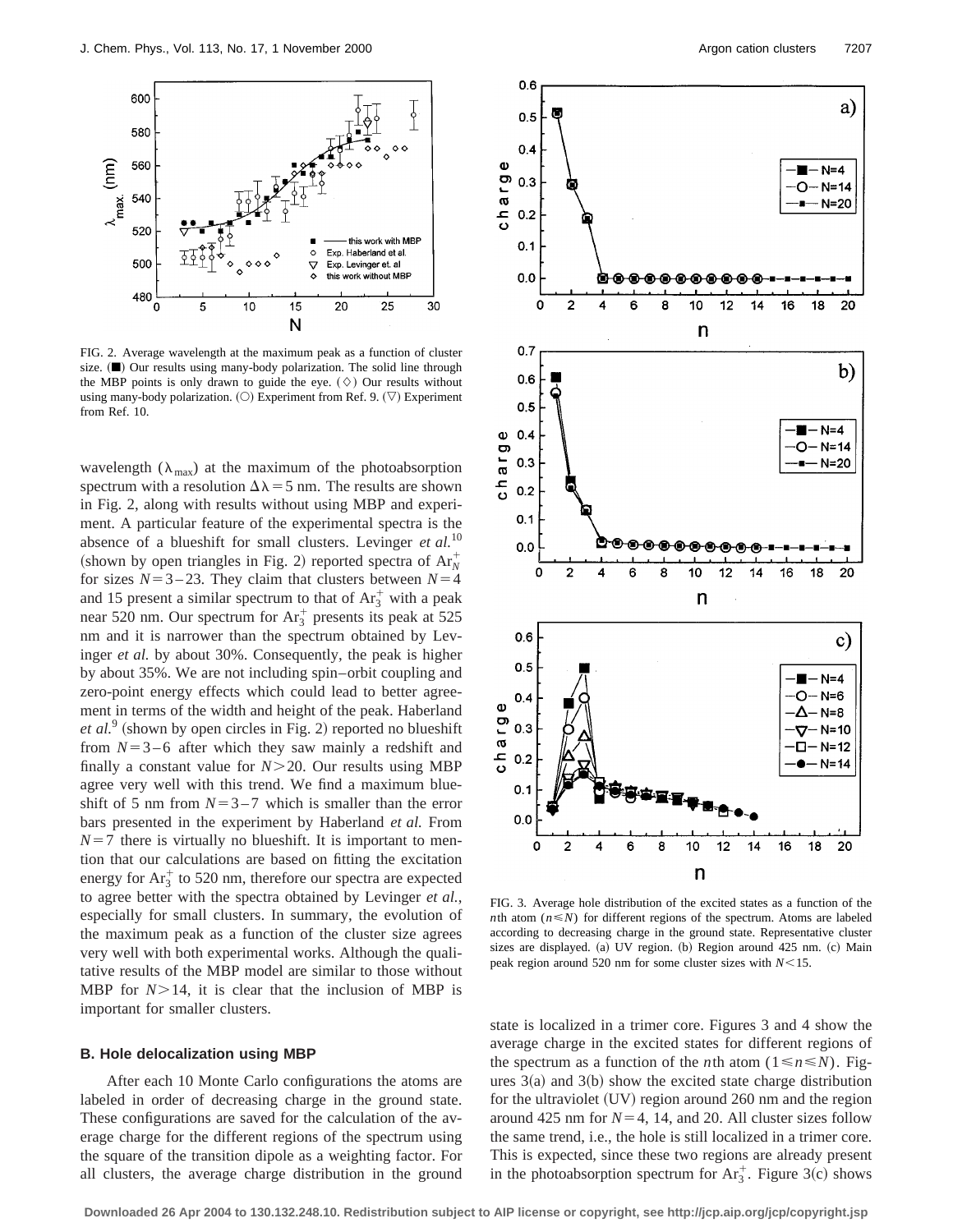FIG. 2. Average wavelength at the maximum peak as a function of cluster size. (■) Our results using many-body polarization. The solid line through the MBP points is only drawn to guide the eye. (◇) Our results without using many-body polarization. (○) Experiment from Ref. 9. (▽) Experiment from Ref. 10.

wavelength ($\lambda_{max}$) at the maximum of the photoabsorption spectrum with a resolution $\Delta\lambda = 5$ nm. The results are shown in Fig. 2, along with results without using MBP and experiment. A particular feature of the experimental spectra is the absence of a blueshift for small clusters. Levinger *et al.*[10] (shown by open triangles in Fig. 2) reported spectra of $Ar_N^+$ for sizes $N = 3$–23. They claim that clusters between $N = 4$ and 15 present a similar spectrum to that of $Ar_3^+$ with a peak near 520 nm. Our spectrum for $Ar_3^+$ presents its peak at 525 nm and it is narrower than the spectrum obtained by Levinger *et al.* by about 30%. Consequently, the peak is higher by about 35%. We are not including spin–orbit coupling and zero-point energy effects which could lead to better agreement in terms of the width and height of the peak. Haberland *et al.*[9] (shown by open circles in Fig. 2) reported no blueshift from $N = 3$–6 after which they saw mainly a redshift and finally a constant value for $N > 20$. Our results using MBP agree very well with this trend. We find a maximum blueshift of 5 nm from $N = 3$–7 which is smaller than the error bars presented in the experiment by Haberland *et al.* From $N = 7$ there is virtually no blueshift. It is important to mention that our calculations are based on fitting the excitation energy for $Ar_3^+$ to 520 nm, therefore our spectra are expected to agree better with the spectra obtained by Levinger *et al.*, especially for small clusters. In summary, the evolution of the maximum peak as a function of the cluster size agrees very well with both experimental works. Although the qualitative results of the MBP model are similar to those without MBP for $N > 14$, it is clear that the inclusion of MBP is important for smaller clusters.

### B. Hole delocalization using MBP

After each 10 Monte Carlo configurations the atoms are labeled in order of decreasing charge in the ground state. These configurations are saved for the calculation of the average charge for the different regions of the spectrum using the square of the transition dipole as a weighting factor. For all clusters, the average charge distribution in the ground state is localized in a trimer core. Figures 3 and 4 show the average charge in the excited states for different regions of the spectrum as a function of the $n$th atom ($1 \leq n \leq N$). Figures 3(a) and 3(b) show the excited state charge distribution for the ultraviolet (UV) region around 260 nm and the region around 425 nm for $N = 4$, 14, and 20. All cluster sizes follow the same trend, i.e., the hole is still localized in a trimer core. This is expected, since these two regions are already present in the photoabsorption spectrum for $Ar_3^+$. Figure 3(c) shows

FIG. 3. Average hole distribution of the excited states as a function of the $n$th atom ($n \leq N$) for different regions of the spectrum. Atoms are labeled according to decreasing charge in the ground state. Representative cluster sizes are displayed. (a) UV region. (b) Region around 425 nm. (c) Main peak region around 520 nm for some cluster sizes with $N < 15$.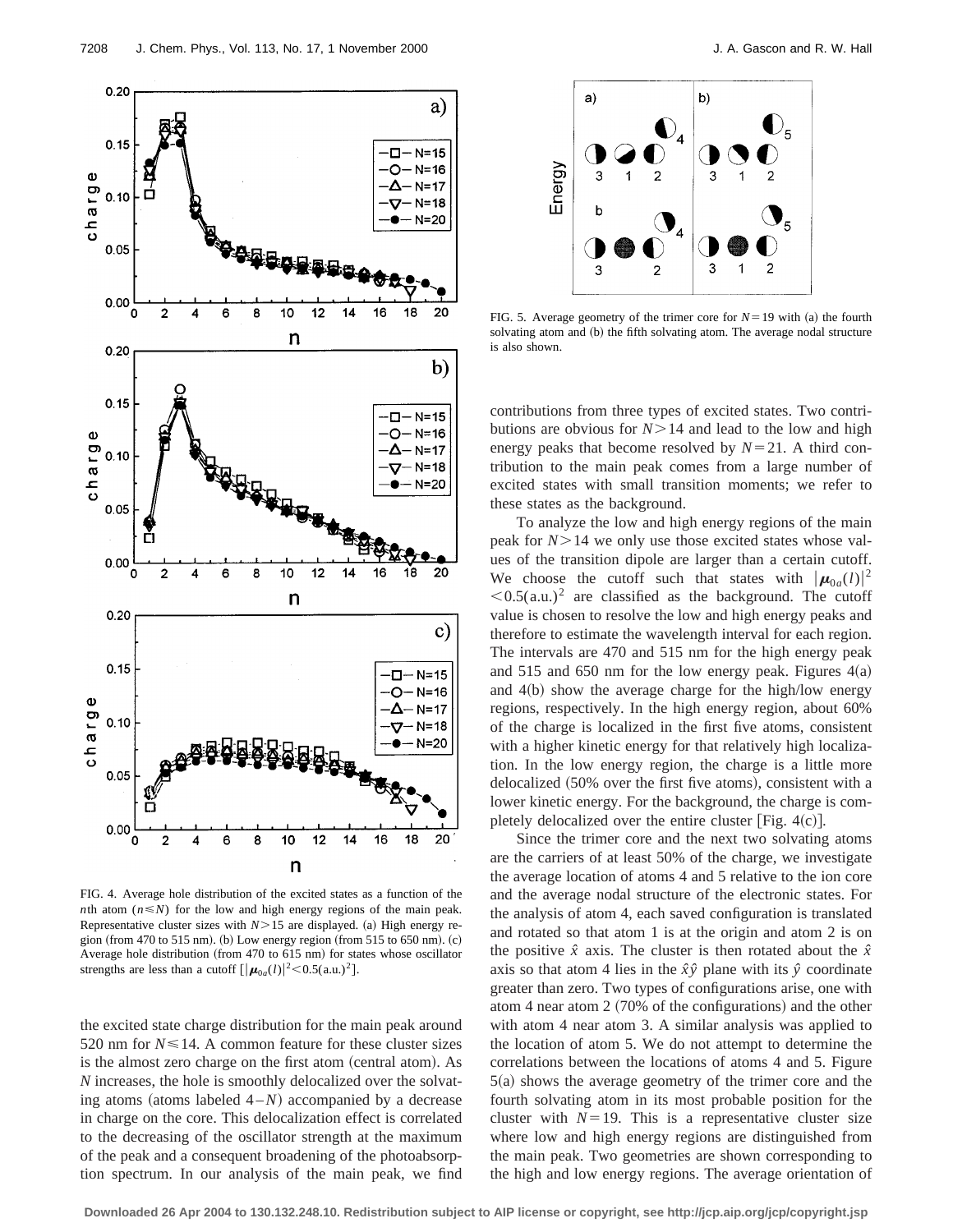FIG. 4. Average hole distribution of the excited states as a function of the $n$th atom ($n \leq N$) for the low and high energy regions of the main peak. Representative cluster sizes with $N>15$ are displayed. (a) High energy region (from 470 to 515 nm). (b) Low energy region (from 515 to 650 nm). (c) Average hole distribution (from 470 to 615 nm) for states whose oscillator strengths are less than a cutoff [$|\boldsymbol{\mu}_{0a}(l)|^2 < 0.5(\text{a.u.})^2$].

the excited state charge distribution for the main peak around 520 nm for $N \leq 14$. A common feature for these cluster sizes is the almost zero charge on the first atom (central atom). As $N$ increases, the hole is smoothly delocalized over the solvating atoms (atoms labeled $4-N$) accompanied by a decrease in charge on the core. This delocalization effect is correlated to the decreasing of the oscillator strength at the maximum of the peak and a consequent broadening of the photoabsorption spectrum. In our analysis of the main peak, we find contributions from three types of excited states. Two contributions are obvious for $N>14$ and lead to the low and high energy peaks that become resolved by $N=21$. A third contribution to the main peak comes from a large number of excited states with small transition moments; we refer to these states as the background.

To analyze the low and high energy regions of the main peak for $N>14$ we only use those excited states whose values of the transition dipole are larger than a certain cutoff. We choose the cutoff such that states with $|\boldsymbol{\mu}_{0a}(l)|^2 < 0.5(\text{a.u.})^2$ are classified as the background. The cutoff value is chosen to resolve the low and high energy peaks and therefore to estimate the wavelength interval for each region. The intervals are 470 and 515 nm for the high energy peak and 515 and 650 nm for the low energy peak. Figures 4(a) and 4(b) show the average charge for the high/low energy regions, respectively. In the high energy region, about 60% of the charge is localized in the first five atoms, consistent with a higher kinetic energy for that relatively high localization. In the low energy region, the charge is a little more delocalized (50% over the first five atoms), consistent with a lower kinetic energy. For the background, the charge is completely delocalized over the entire cluster [Fig. 4(c)].

Since the trimer core and the next two solvating atoms are the carriers of at least 50% of the charge, we investigate the average location of atoms 4 and 5 relative to the ion core and the average nodal structure of the electronic states. For the analysis of atom 4, each saved configuration is translated and rotated so that atom 1 is at the origin and atom 2 is on the positive $\hat{x}$ axis. The cluster is then rotated about the $\hat{x}$ axis so that atom 4 lies in the $\hat{x}\hat{y}$ plane with its $\hat{y}$ coordinate greater than zero. Two types of configurations arise, one with atom 4 near atom 2 (70% of the configurations) and the other with atom 4 near atom 3. A similar analysis was applied to the location of atom 5. We do not attempt to determine the correlations between the locations of atoms 4 and 5. Figure 5(a) shows the average geometry of the trimer core and the fourth solvating atom in its most probable position for the cluster with $N=19$. This is a representative cluster size where low and high energy regions are distinguished from the main peak. Two geometries are shown corresponding to the high and low energy regions. The average orientation of

FIG. 5. Average geometry of the trimer core for $N=19$ with (a) the fourth solvating atom and (b) the fifth solvating atom. The average nodal structure is also shown.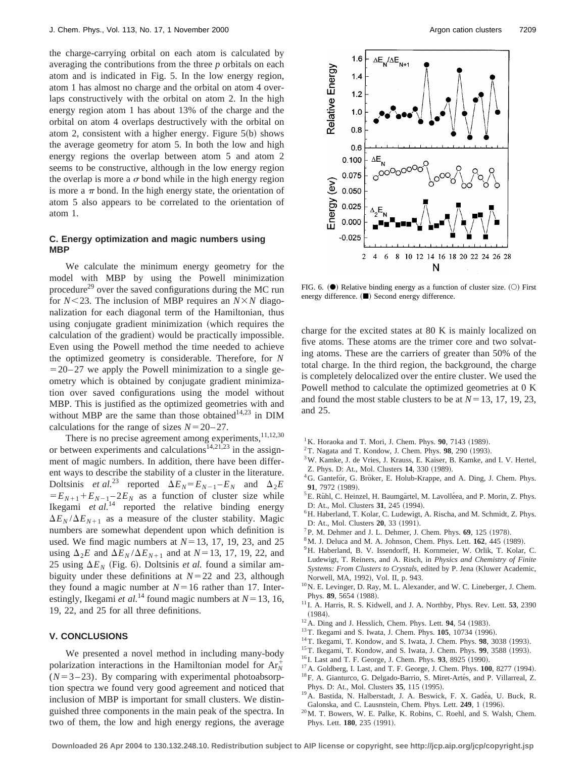the charge-carrying orbital on each atom is calculated by averaging the contributions from the three *p* orbitals on each atom and is indicated in Fig. 5. In the low energy region, atom 1 has almost no charge and the orbital on atom 4 overlaps constructively with the orbital on atom 2. In the high energy region atom 1 has about 13% of the charge and the orbital on atom 4 overlaps destructively with the orbital on atom 2, consistent with a higher energy. Figure 5(b) shows the average geometry for atom 5. In both the low and high energy regions the overlap between atom 5 and atom 2 seems to be constructive, although in the low energy region the overlap is more a $\sigma$ bond while in the high energy region is more a $\pi$ bond. In the high energy state, the orientation of atom 5 also appears to be correlated to the orientation of atom 1.

### C. Energy optimization and magic numbers using MBP

We calculate the minimum energy geometry for the model with MBP by using the Powell minimization procedure[29] over the saved configurations during the MC run for $N<23$. The inclusion of MBP requires an $N\times N$ diagonalization for each diagonal term of the Hamiltonian, thus using conjugate gradient minimization (which requires the calculation of the gradient) would be practically impossible. Even using the Powell method the time needed to achieve the optimized geometry is considerable. Therefore, for $N=20-27$ we apply the Powell minimization to a single geometry which is obtained by conjugate gradient minimization over saved configurations using the model without MBP. This is justified as the optimized geometries with and without MBP are the same than those obtained[14,23] in DIM calculations for the range of sizes $N=20-27$.

There is no precise agreement among experiments,[11,12,30] or between experiments and calculations[14,21,23] in the assignment of magic numbers. In addition, there have been different ways to describe the stability of a cluster in the literature. Doltsinis *et al.*[23] reported $\Delta E_N = E_{N-1} - E_N$ and $\Delta_2 E = E_{N+1} + E_{N-1} - 2E_N$ as a function of cluster size while Ikegami *et al.*[14] reported the relative binding energy $\Delta E_N / \Delta E_{N+1}$ as a measure of the cluster stability. Magic numbers are somewhat dependent upon which definition is used. We find magic numbers at $N=13$, 17, 19, 23, and 25 using $\Delta_2 E$ and $\Delta E_N/\Delta E_{N+1}$ and at $N=13$, 17, 19, 22, and 25 using $\Delta E_N$ (Fig. 6). Doltsinis *et al.* found a similar ambiguity under these definitions at $N=22$ and 23, although they found a magic number at $N=16$ rather than 17. Interestingly, Ikegami *et al.*[14] found magic numbers at $N=13$, 16, 19, 22, and 25 for all three definitions.

FIG. 6. (●) Relative binding energy as a function of cluster size. (○) First energy difference. (■) Second energy difference.

## V. CONCLUSIONS

We presented a novel method in including many-body polarization interactions in the Hamiltonian model for $Ar_N^+$ $(N=3-23)$. By comparing with experimental photoabsorption spectra we found very good agreement and noticed that inclusion of MBP is important for small clusters. We distinguished three components in the main peak of the spectra. In two of them, the low and high energy regions, the average charge for the excited states at 80 K is mainly localized on five atoms. These atoms are the trimer core and two solvating atoms. These are the carriers of greater than 50% of the total charge. In the third region, the background, the charge is completely delocalized over the entire cluster. We used the Powell method to calculate the optimized geometries at 0 K and found the most stable clusters to be at $N=13$, 17, 19, 23, and 25.

[1] K. Horaoka and T. Mori, J. Chem. Phys. **90**, 7143 (1989).
[2] T. Nagata and T. Kondow, J. Chem. Phys. **98**, 290 (1993).
[3] W. Kamke, J. de Vries, J. Krauss, E. Kaiser, B. Kamke, and I. V. Hertel, Z. Phys. D: At., Mol. Clusters **14**, 330 (1989).
[4] G. Ganteför, G. Bröker, E. Holub-Krappe, and A. Ding, J. Chem. Phys. **91**, 7972 (1989).
[5] E. Rühl, C. Heinzel, H. Baumgärtel, M. Lavolléea, and P. Morin, Z. Phys. D: At., Mol. Clusters **31**, 245 (1994).
[6] H. Haberland, T. Kolar, C. Ludewigt, A. Rischa, and M. Schmidt, Z. Phys. D: At., Mol. Clusters **20**, 33 (1991).
[7] P. M. Dehmer and J. L. Dehmer, J. Chem. Phys. **69**, 125 (1978).
[8] M. J. Deluca and M. A. Johnson, Chem. Phys. Lett. **162**, 445 (1989).
[9] H. Haberland, B. V. Issendorff, H. Kornmeier, W. Orlik, T. Kolar, C. Ludewigt, T. Reiners, and A. Risch, in *Physics and Chemistry of Finite Systems: From Clusters to Crystals*, edited by P. Jena (Kluwer Academic, Norwell, MA, 1992), Vol. II, p. 943.
[10] N. E. Levinger, D. Ray, M. L. Alexander, and W. C. Lineberger, J. Chem. Phys. **89**, 5654 (1988).
[11] I. A. Harris, R. S. Kidwell, and J. A. Northby, Phys. Rev. Lett. **53**, 2390 (1984).
[12] A. Ding and J. Hesslich, Chem. Phys. Lett. **94**, 54 (1983).
[13] T. Ikegami and S. Iwata, J. Chem. Phys. **105**, 10734 (1996).
[14] T. Ikegami, T. Kondow, and S. Iwata, J. Chem. Phys. **98**, 3038 (1993).
[15] T. Ikegami, T. Kondow, and S. Iwata, J. Chem. Phys. **99**, 3588 (1993).
[16] I. Last and T. F. George, J. Chem. Phys. **93**, 8925 (1990).
[17] A. Goldberg, I. Last, and T. F. George, J. Chem. Phys. **100**, 8277 (1994).
[18] F. A. Gianturco, G. Delgado-Barrio, S. Miret-Artés, and P. Villarreal, Z. Phys. D: At., Mol. Clusters **35**, 115 (1995).
[19] A. Bastida, N. Halberstadt, J. A. Beswick, F. X. Gadéa, U. Buck, R. Galonska, and C. Lausnstein, Chem. Phys. Lett. **249**, 1 (1996).
[20] M. T. Bowers, W. E. Palke, K. Robins, C. Roehl, and S. Walsh, Chem. Phys. Lett. **180**, 235 (1991).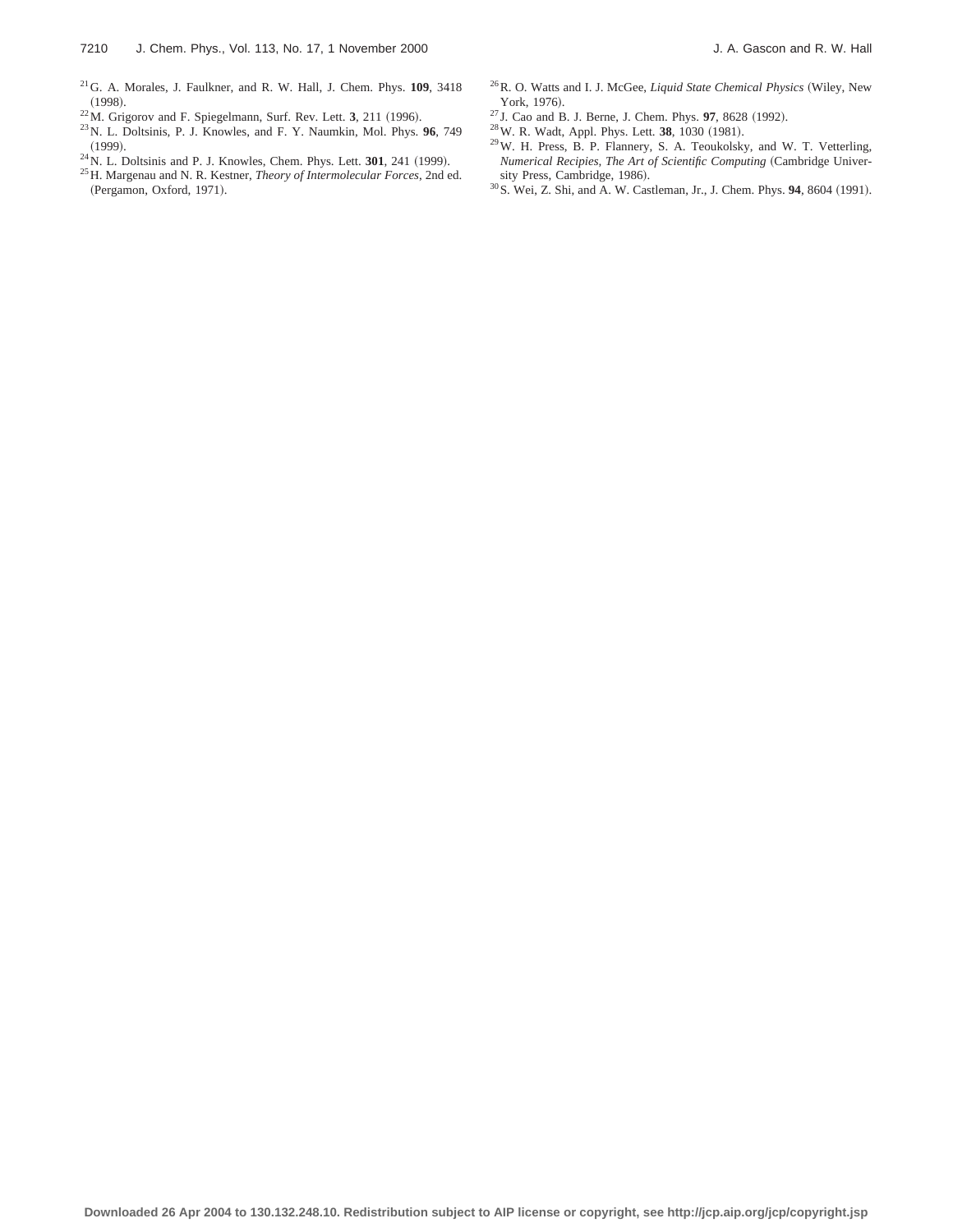[21] G. A. Morales, J. Faulkner, and R. W. Hall, J. Chem. Phys. **109**, 3418 (1998).

[22] M. Grigorov and F. Spiegelmann, Surf. Rev. Lett. **3**, 211 (1996).

[23] N. L. Doltsinis, P. J. Knowles, and F. Y. Naumkin, Mol. Phys. **96**, 749 (1999).

[24] N. L. Doltsinis and P. J. Knowles, Chem. Phys. Lett. **301**, 241 (1999).

[25] H. Margenau and N. R. Kestner, *Theory of Intermolecular Forces*, 2nd ed. (Pergamon, Oxford, 1971).

[26] R. O. Watts and I. J. McGee, *Liquid State Chemical Physics* (Wiley, New York, 1976).

[27] J. Cao and B. J. Berne, J. Chem. Phys. **97**, 8628 (1992).

[28] W. R. Wadt, Appl. Phys. Lett. **38**, 1030 (1981).

[29] W. H. Press, B. P. Flannery, S. A. Teoukolsky, and W. T. Vetterling, *Numerical Recipies, The Art of Scientific Computing* (Cambridge University Press, Cambridge, 1986).

[30] S. Wei, Z. Shi, and A. W. Castleman, Jr., J. Chem. Phys. **94**, 8604 (1991).